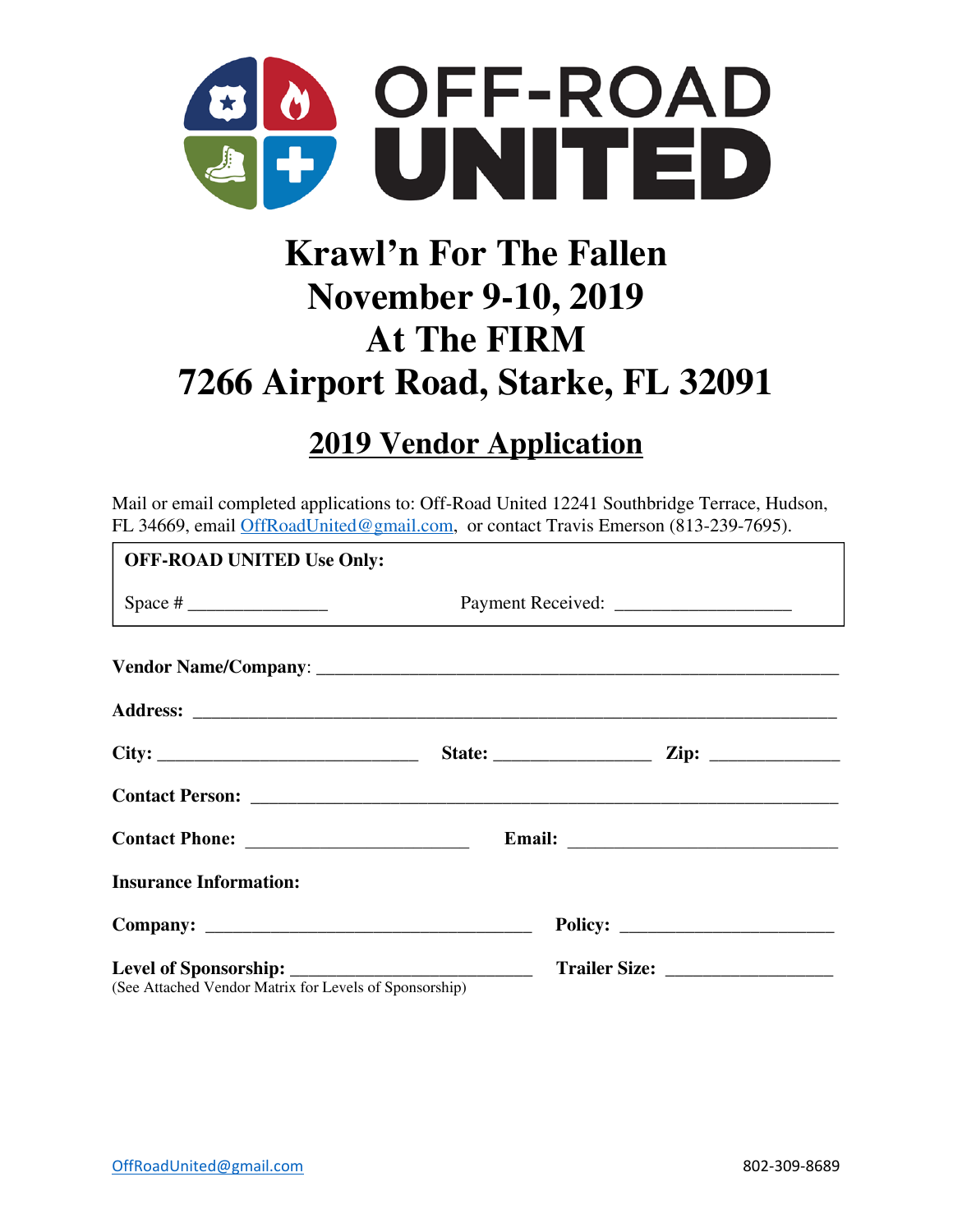# OFF-ROAD UNITED

# Krawl'n For The Fallen
# November 9-10, 2019
# At The FIRM
# 7266 Airport Road, Starke, FL 32091

## 2019 Vendor Application

Mail or email completed applications to: Off-Road United 12241 Southbridge Terrace, Hudson, FL 34669, email OffRoadUnited@gmail.com, or contact Travis Emerson (813-239-7695).

**OFF-ROAD UNITED Use Only:**

Space # _______________ Payment Received: ___________________

**Vendor Name/Company**: ________________________________________________________

**Address:** ______________________________________________________________________

**City:** ____________________________ **State:** _________________ **Zip:** ______________

**Contact Person:** _________________________________________________________________

**Contact Phone:** ________________________ **Email:** _____________________________

**Insurance Information:**

**Company:** ____________________________________ **Policy:** _______________________

**Level of Sponsorship:** __________________________ **Trailer Size:** __________________
(See Attached Vendor Matrix for Levels of Sponsorship)

OffRoadUnited@gmail.com 802-309-8689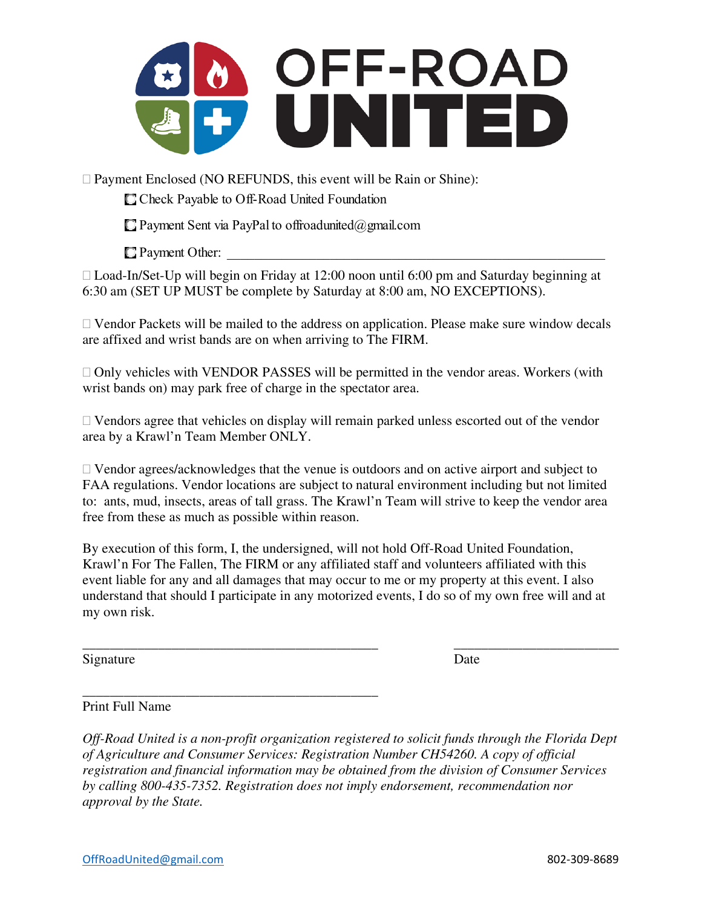# OFF-ROAD UNITED

☐ Payment Enclosed (NO REFUNDS, this event will be Rain or Shine):

- ☐ Check Payable to Off-Road United Foundation
- ☐ Payment Sent via PayPal to offroadunited@gmail.com
- ☐ Payment Other: ____________________________________________________________

☐ Load-In/Set-Up will begin on Friday at 12:00 noon until 6:00 pm and Saturday beginning at 6:30 am (SET UP MUST be complete by Saturday at 8:00 am, NO EXCEPTIONS).

☐ Vendor Packets will be mailed to the address on application. Please make sure window decals are affixed and wrist bands are on when arriving to The FIRM.

☐ Only vehicles with VENDOR PASSES will be permitted in the vendor areas. Workers (with wrist bands on) may park free of charge in the spectator area.

☐ Vendors agree that vehicles on display will remain parked unless escorted out of the vendor area by a Krawl'n Team Member ONLY.

☐ Vendor agrees/acknowledges that the venue is outdoors and on active airport and subject to FAA regulations. Vendor locations are subject to natural environment including but not limited to: ants, mud, insects, areas of tall grass. The Krawl'n Team will strive to keep the vendor area free from these as much as possible within reason.

By execution of this form, I, the undersigned, will not hold Off-Road United Foundation, Krawl'n For The Fallen, The FIRM or any affiliated staff and volunteers affiliated with this event liable for any and all damages that may occur to me or my property at this event. I also understand that should I participate in any motorized events, I do so of my own free will and at my own risk.

____________________________________________ ________________________

Signature Date

____________________________________________

Print Full Name

*Off-Road United is a non-profit organization registered to solicit funds through the Florida Dept of Agriculture and Consumer Services: Registration Number CH54260. A copy of official registration and financial information may be obtained from the division of Consumer Services by calling 800-435-7352. Registration does not imply endorsement, recommendation nor approval by the State.*

OffRoadUnited@gmail.com 802-309-8689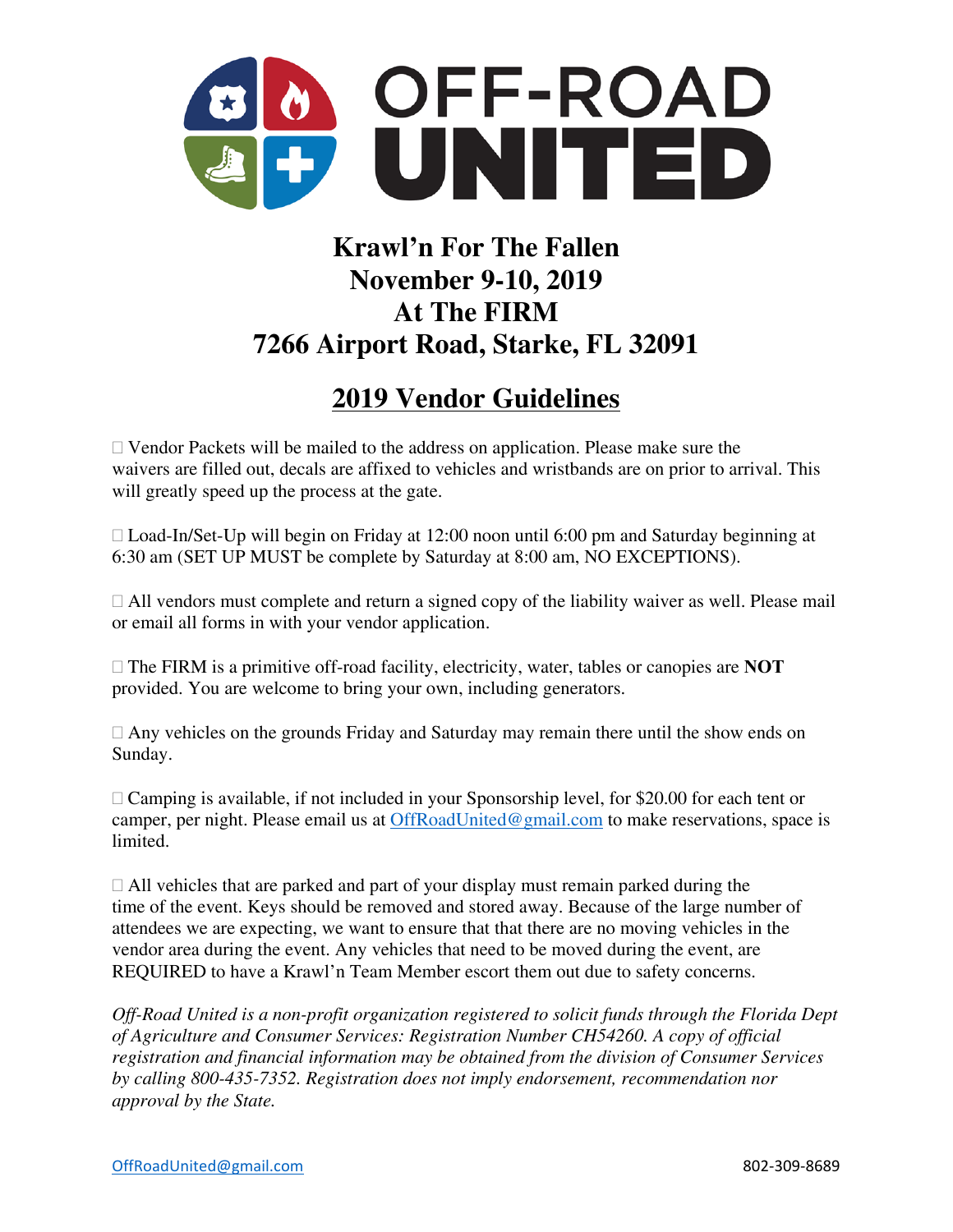# OFF-ROAD UNITED

## Krawl'n For The Fallen
## November 9-10, 2019
## At The FIRM
## 7266 Airport Road, Starke, FL 32091

## 2019 Vendor Guidelines

- Vendor Packets will be mailed to the address on application. Please make sure the waivers are filled out, decals are affixed to vehicles and wristbands are on prior to arrival. This will greatly speed up the process at the gate.

- Load-In/Set-Up will begin on Friday at 12:00 noon until 6:00 pm and Saturday beginning at 6:30 am (SET UP MUST be complete by Saturday at 8:00 am, NO EXCEPTIONS).

- All vendors must complete and return a signed copy of the liability waiver as well. Please mail or email all forms in with your vendor application.

- The FIRM is a primitive off-road facility, electricity, water, tables or canopies are **NOT** provided. You are welcome to bring your own, including generators.

- Any vehicles on the grounds Friday and Saturday may remain there until the show ends on Sunday.

- Camping is available, if not included in your Sponsorship level, for $20.00 for each tent or camper, per night. Please email us at OffRoadUnited@gmail.com to make reservations, space is limited.

- All vehicles that are parked and part of your display must remain parked during the time of the event. Keys should be removed and stored away. Because of the large number of attendees we are expecting, we want to ensure that that there are no moving vehicles in the vendor area during the event. Any vehicles that need to be moved during the event, are REQUIRED to have a Krawl'n Team Member escort them out due to safety concerns.

*Off-Road United is a non-profit organization registered to solicit funds through the Florida Dept of Agriculture and Consumer Services: Registration Number CH54260. A copy of official registration and financial information may be obtained from the division of Consumer Services by calling 800-435-7352. Registration does not imply endorsement, recommendation nor approval by the State.*

OffRoadUnited@gmail.com 802-309-8689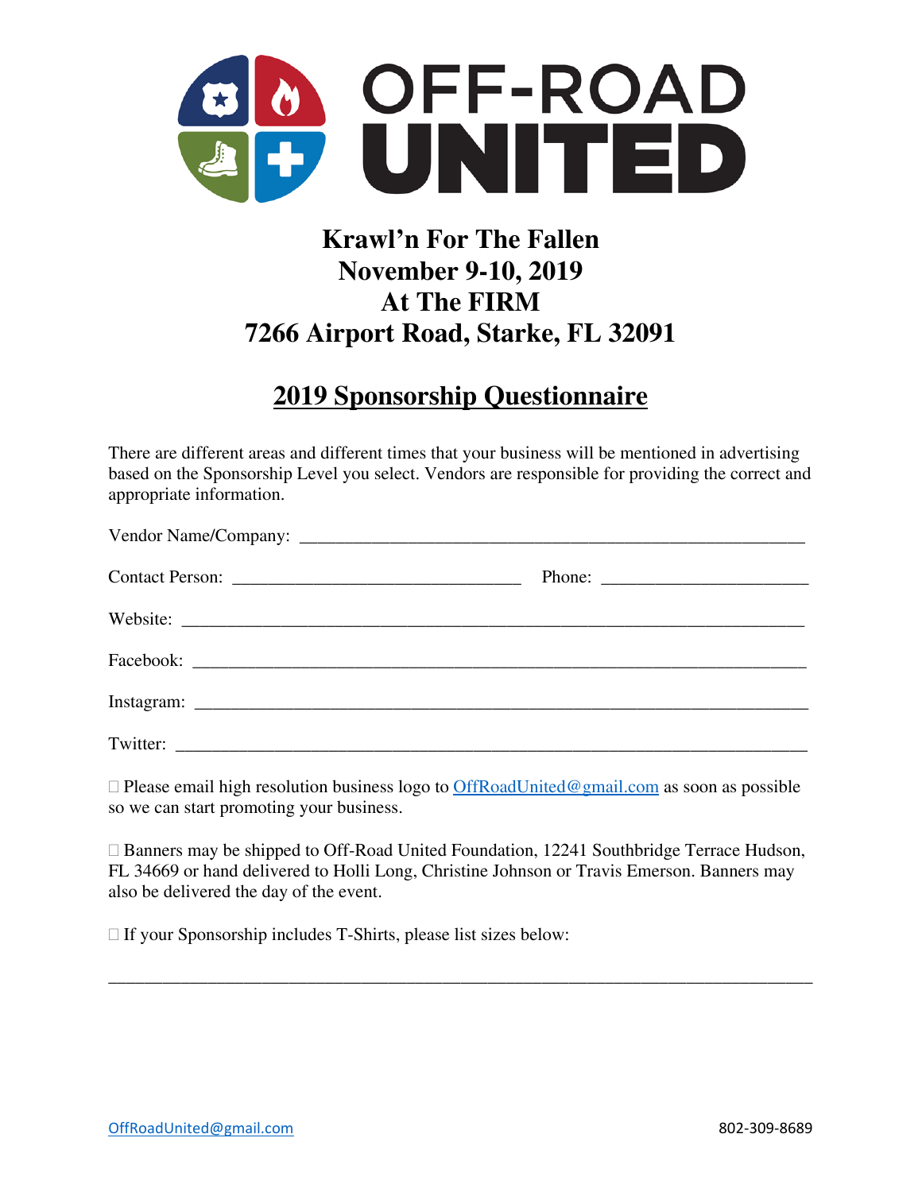# OFF-ROAD UNITED

## Krawl'n For The Fallen
## November 9-10, 2019
## At The FIRM
## 7266 Airport Road, Starke, FL 32091

## 2019 Sponsorship Questionnaire

There are different areas and different times that your business will be mentioned in advertising based on the Sponsorship Level you select. Vendors are responsible for providing the correct and appropriate information.

Vendor Name/Company: ___________________________________________________________

Contact Person: _________________________________ Phone: _______________________

Website: _______________________________________________________________________

Facebook: ______________________________________________________________________

Instagram: _____________________________________________________________________

Twitter: _______________________________________________________________________

☐ Please email high resolution business logo to OffRoadUnited@gmail.com as soon as possible so we can start promoting your business.

☐ Banners may be shipped to Off-Road United Foundation, 12241 Southbridge Terrace Hudson, FL 34669 or hand delivered to Holli Long, Christine Johnson or Travis Emerson. Banners may also be delivered the day of the event.

☐ If your Sponsorship includes T-Shirts, please list sizes below:

_______________________________________________________________________________

OffRoadUnited@gmail.com 802-309-8689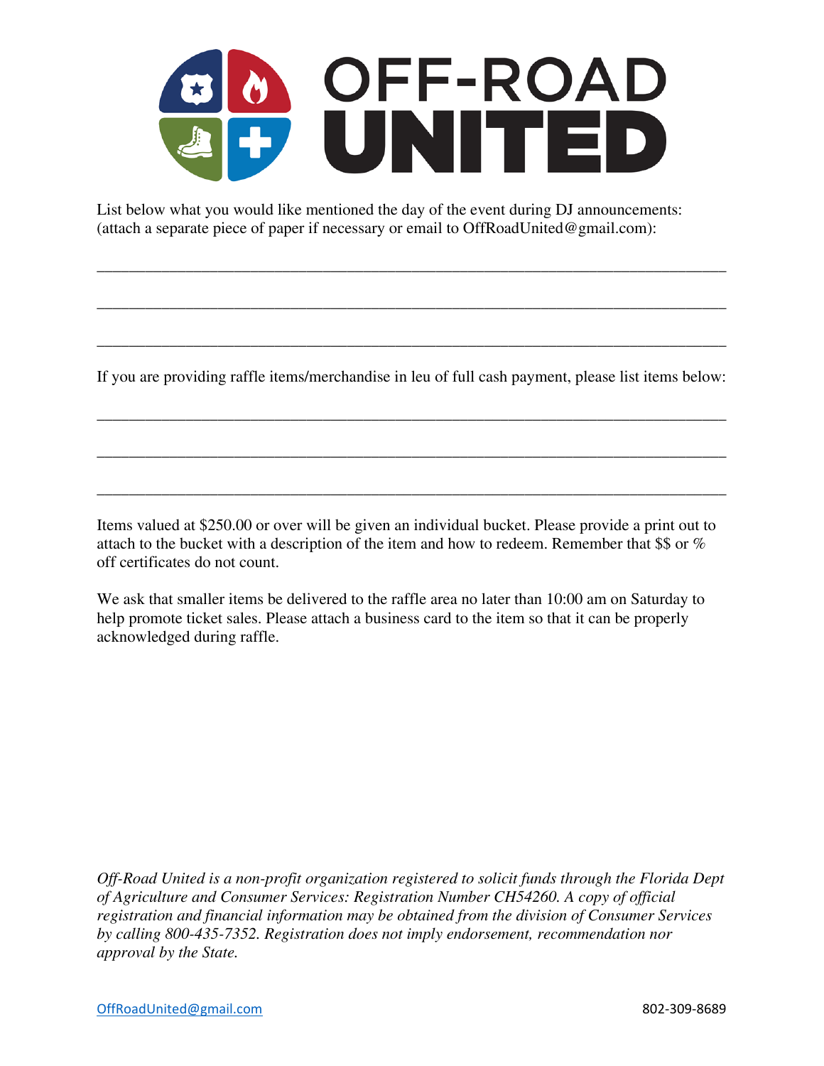# OFF-ROAD UNITED

List below what you would like mentioned the day of the event during DJ announcements: (attach a separate piece of paper if necessary or email to OffRoadUnited@gmail.com):

______________________________________________________________________________

______________________________________________________________________________

______________________________________________________________________________

If you are providing raffle items/merchandise in leu of full cash payment, please list items below:

______________________________________________________________________________

______________________________________________________________________________

______________________________________________________________________________

Items valued at $250.00 or over will be given an individual bucket. Please provide a print out to attach to the bucket with a description of the item and how to redeem. Remember that $$ or % off certificates do not count.

We ask that smaller items be delivered to the raffle area no later than 10:00 am on Saturday to help promote ticket sales. Please attach a business card to the item so that it can be properly acknowledged during raffle.

*Off-Road United is a non-profit organization registered to solicit funds through the Florida Dept of Agriculture and Consumer Services: Registration Number CH54260. A copy of official registration and financial information may be obtained from the division of Consumer Services by calling 800-435-7352. Registration does not imply endorsement, recommendation nor approval by the State.*

OffRoadUnited@gmail.com 802-309-8689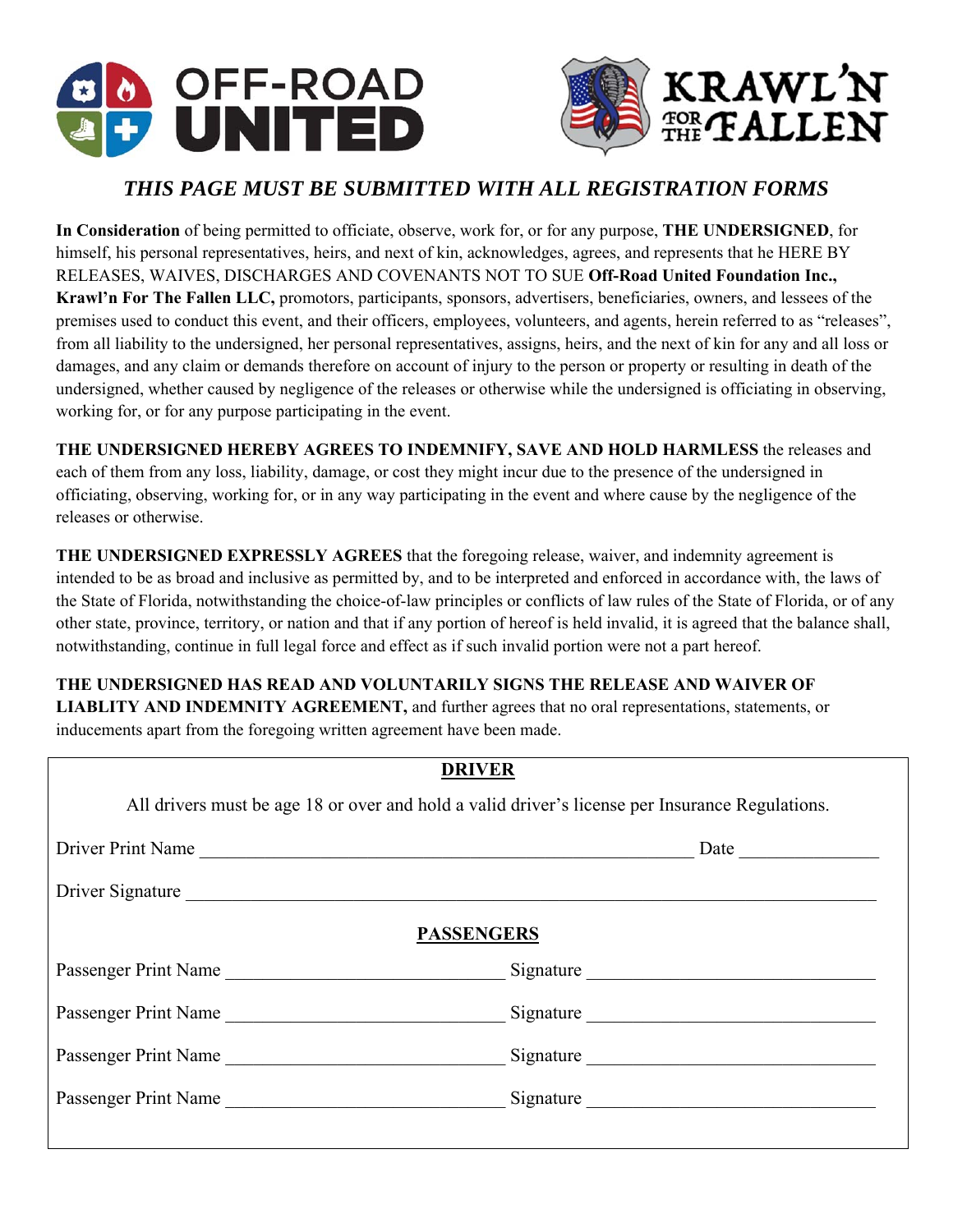OFF-ROAD UNITED

KRAWL'N FOR THE FALLEN

***THIS PAGE MUST BE SUBMITTED WITH ALL REGISTRATION FORMS***

**In Consideration** of being permitted to officiate, observe, work for, or for any purpose, **THE UNDERSIGNED**, for himself, his personal representatives, heirs, and next of kin, acknowledges, agrees, and represents that he HERE BY RELEASES, WAIVES, DISCHARGES AND COVENANTS NOT TO SUE **Off-Road United Foundation Inc., Krawl'n For The Fallen LLC,** promotors, participants, sponsors, advertisers, beneficiaries, owners, and lessees of the premises used to conduct this event, and their officers, employees, volunteers, and agents, herein referred to as "releases", from all liability to the undersigned, her personal representatives, assigns, heirs, and the next of kin for any and all loss or damages, and any claim or demands therefore on account of injury to the person or property or resulting in death of the undersigned, whether caused by negligence of the releases or otherwise while the undersigned is officiating in observing, working for, or for any purpose participating in the event.

**THE UNDERSIGNED HEREBY AGREES TO INDEMNIFY, SAVE AND HOLD HARMLESS** the releases and each of them from any loss, liability, damage, or cost they might incur due to the presence of the undersigned in officiating, observing, working for, or in any way participating in the event and where cause by the negligence of the releases or otherwise.

**THE UNDERSIGNED EXPRESSLY AGREES** that the foregoing release, waiver, and indemnity agreement is intended to be as broad and inclusive as permitted by, and to be interpreted and enforced in accordance with, the laws of the State of Florida, notwithstanding the choice-of-law principles or conflicts of law rules of the State of Florida, or of any other state, province, territory, or nation and that if any portion of hereof is held invalid, it is agreed that the balance shall, notwithstanding, continue in full legal force and effect as if such invalid portion were not a part hereof.

**THE UNDERSIGNED HAS READ AND VOLUNTARILY SIGNS THE RELEASE AND WAIVER OF LIABLITY AND INDEMNITY AGREEMENT,** and further agrees that no oral representations, statements, or inducements apart from the foregoing written agreement have been made.

**DRIVER**

All drivers must be age 18 or over and hold a valid driver's license per Insurance Regulations.

Driver Print Name ______________________________ Date ______________

Driver Signature ______________________________________________

**PASSENGERS**

Passenger Print Name ______________________ Signature ______________________

Passenger Print Name ______________________ Signature ______________________

Passenger Print Name ______________________ Signature ______________________

Passenger Print Name ______________________ Signature ______________________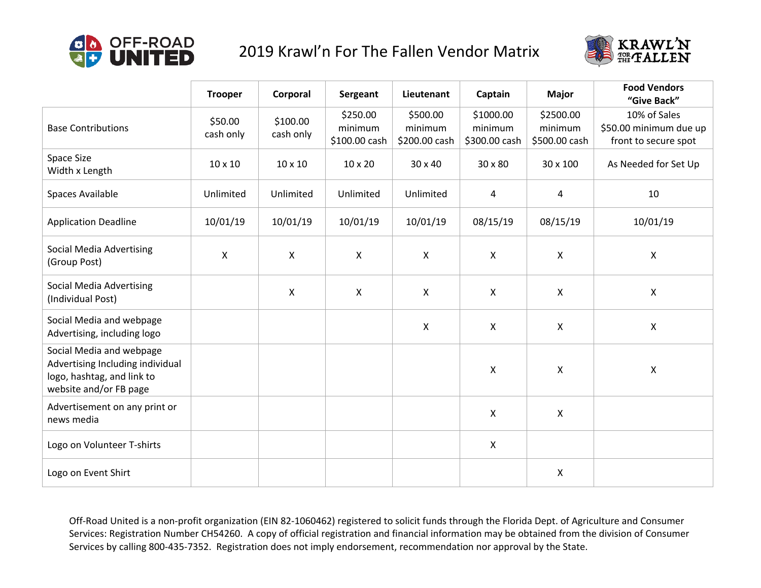# 2019 Krawl'n For The Fallen Vendor Matrix

| | Trooper | Corporal | Sergeant | Lieutenant | Captain | Major | Food Vendors "Give Back" |
|---|---|---|---|---|---|---|---|
| Base Contributions | $50.00 cash only | $100.00 cash only | $250.00 minimum $100.00 cash | $500.00 minimum $200.00 cash | $1000.00 minimum $300.00 cash | $2500.00 minimum $500.00 cash | 10% of Sales $50.00 minimum due up front to secure spot |
| Space Size Width x Length | 10 x 10 | 10 x 10 | 10 x 20 | 30 x 40 | 30 x 80 | 30 x 100 | As Needed for Set Up |
| Spaces Available | Unlimited | Unlimited | Unlimited | Unlimited | 4 | 4 | 10 |
| Application Deadline | 10/01/19 | 10/01/19 | 10/01/19 | 10/01/19 | 08/15/19 | 08/15/19 | 10/01/19 |
| Social Media Advertising (Group Post) | X | X | X | X | X | X | X |
| Social Media Advertising (Individual Post) | | X | X | X | X | X | X |
| Social Media and webpage Advertising, including logo | | | | X | X | X | X |
| Social Media and webpage Advertising Including individual logo, hashtag, and link to website and/or FB page | | | | | X | X | X |
| Advertisement on any print or news media | | | | | X | X | |
| Logo on Volunteer T-shirts | | | | | X | | |
| Logo on Event Shirt | | | | | | X | |

Off-Road United is a non-profit organization (EIN 82-1060462) registered to solicit funds through the Florida Dept. of Agriculture and Consumer Services: Registration Number CH54260. A copy of official registration and financial information may be obtained from the division of Consumer Services by calling 800-435-7352. Registration does not imply endorsement, recommendation nor approval by the State.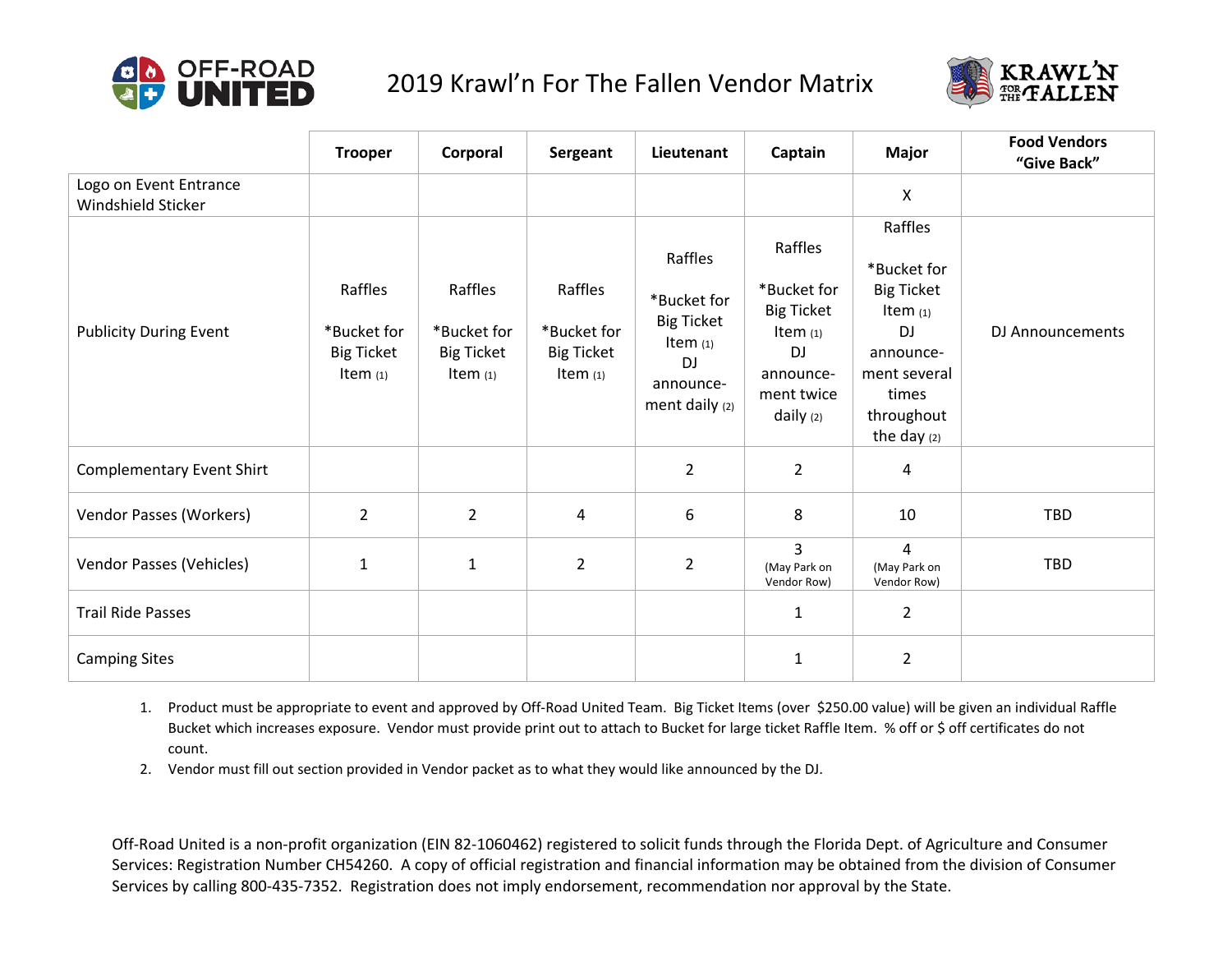# 2019 Krawl'n For The Fallen Vendor Matrix

| | Trooper | Corporal | Sergeant | Lieutenant | Captain | Major | Food Vendors "Give Back" |
|---|---|---|---|---|---|---|---|
| Logo on Event Entrance Windshield Sticker | | | | | | X | |
| Publicity During Event | Raffles<br><br>*Bucket for Big Ticket Item (1) | Raffles<br><br>*Bucket for Big Ticket Item (1) | Raffles<br><br>*Bucket for Big Ticket Item (1) | Raffles<br><br>*Bucket for Big Ticket Item (1)<br>DJ announce-ment daily (2) | Raffles<br><br>*Bucket for Big Ticket Item (1)<br>DJ announce-ment twice daily (2) | Raffles<br><br>*Bucket for Big Ticket Item (1)<br>DJ announce-ment several times throughout the day (2) | DJ Announcements |
| Complementary Event Shirt | | | | 2 | 2 | 4 | |
| Vendor Passes (Workers) | 2 | 2 | 4 | 6 | 8 | 10 | TBD |
| Vendor Passes (Vehicles) | 1 | 1 | 2 | 2 | 3<br>(May Park on Vendor Row) | 4<br>(May Park on Vendor Row) | TBD |
| Trail Ride Passes | | | | | 1 | 2 | |
| Camping Sites | | | | | 1 | 2 | |

1. Product must be appropriate to event and approved by Off-Road United Team. Big Ticket Items (over $250.00 value) will be given an individual Raffle Bucket which increases exposure. Vendor must provide print out to attach to Bucket for large ticket Raffle Item. % off or $ off certificates do not count.
2. Vendor must fill out section provided in Vendor packet as to what they would like announced by the DJ.

Off-Road United is a non-profit organization (EIN 82-1060462) registered to solicit funds through the Florida Dept. of Agriculture and Consumer Services: Registration Number CH54260. A copy of official registration and financial information may be obtained from the division of Consumer Services by calling 800-435-7352. Registration does not imply endorsement, recommendation nor approval by the State.